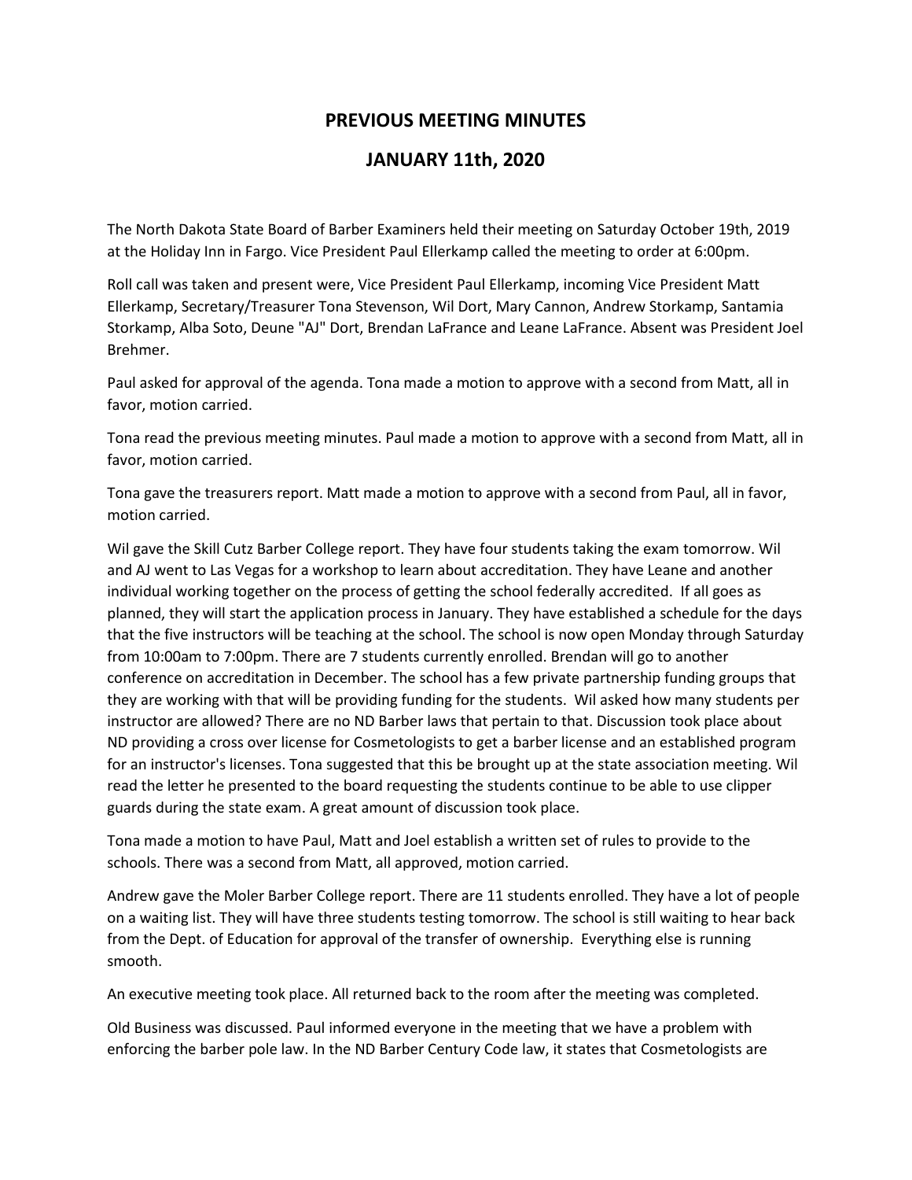# PREVIOUS MEETING MINUTES

# JANUARY 11th, 2020

The North Dakota State Board of Barber Examiners held their meeting on Saturday October 19th, 2019 at the Holiday Inn in Fargo. Vice President Paul Ellerkamp called the meeting to order at 6:00pm.

Roll call was taken and present were, Vice President Paul Ellerkamp, incoming Vice President Matt Ellerkamp, Secretary/Treasurer Tona Stevenson, Wil Dort, Mary Cannon, Andrew Storkamp, Santamia Storkamp, Alba Soto, Deune "AJ" Dort, Brendan LaFrance and Leane LaFrance. Absent was President Joel Brehmer.

Paul asked for approval of the agenda. Tona made a motion to approve with a second from Matt, all in favor, motion carried.

Tona read the previous meeting minutes. Paul made a motion to approve with a second from Matt, all in favor, motion carried.

Tona gave the treasurers report. Matt made a motion to approve with a second from Paul, all in favor, motion carried.

Wil gave the Skill Cutz Barber College report. They have four students taking the exam tomorrow. Wil and AJ went to Las Vegas for a workshop to learn about accreditation. They have Leane and another individual working together on the process of getting the school federally accredited. If all goes as planned, they will start the application process in January. They have established a schedule for the days that the five instructors will be teaching at the school. The school is now open Monday through Saturday from 10:00am to 7:00pm. There are 7 students currently enrolled. Brendan will go to another conference on accreditation in December. The school has a few private partnership funding groups that they are working with that will be providing funding for the students. Wil asked how many students per instructor are allowed? There are no ND Barber laws that pertain to that. Discussion took place about ND providing a cross over license for Cosmetologists to get a barber license and an established program for an instructor's licenses. Tona suggested that this be brought up at the state association meeting. Wil read the letter he presented to the board requesting the students continue to be able to use clipper guards during the state exam. A great amount of discussion took place.

Tona made a motion to have Paul, Matt and Joel establish a written set of rules to provide to the schools. There was a second from Matt, all approved, motion carried.

Andrew gave the Moler Barber College report. There are 11 students enrolled. They have a lot of people on a waiting list. They will have three students testing tomorrow. The school is still waiting to hear back from the Dept. of Education for approval of the transfer of ownership. Everything else is running smooth.

An executive meeting took place. All returned back to the room after the meeting was completed.

Old Business was discussed. Paul informed everyone in the meeting that we have a problem with enforcing the barber pole law. In the ND Barber Century Code law, it states that Cosmetologists are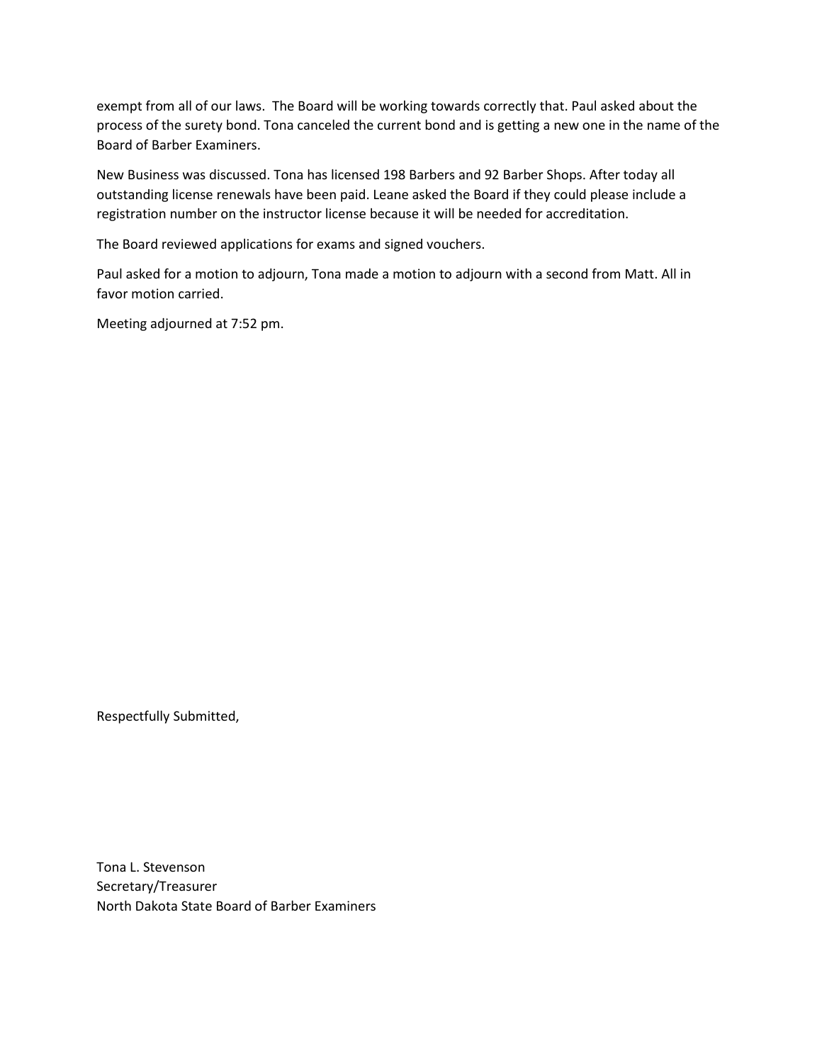exempt from all of our laws. The Board will be working towards correctly that. Paul asked about the process of the surety bond. Tona canceled the current bond and is getting a new one in the name of the Board of Barber Examiners.

New Business was discussed. Tona has licensed 198 Barbers and 92 Barber Shops. After today all outstanding license renewals have been paid. Leane asked the Board if they could please include a registration number on the instructor license because it will be needed for accreditation.

The Board reviewed applications for exams and signed vouchers.

Paul asked for a motion to adjourn, Tona made a motion to adjourn with a second from Matt. All in favor motion carried.

Meeting adjourned at 7:52 pm.

Respectfully Submitted,

Tona L. Stevenson
Secretary/Treasurer
North Dakota State Board of Barber Examiners